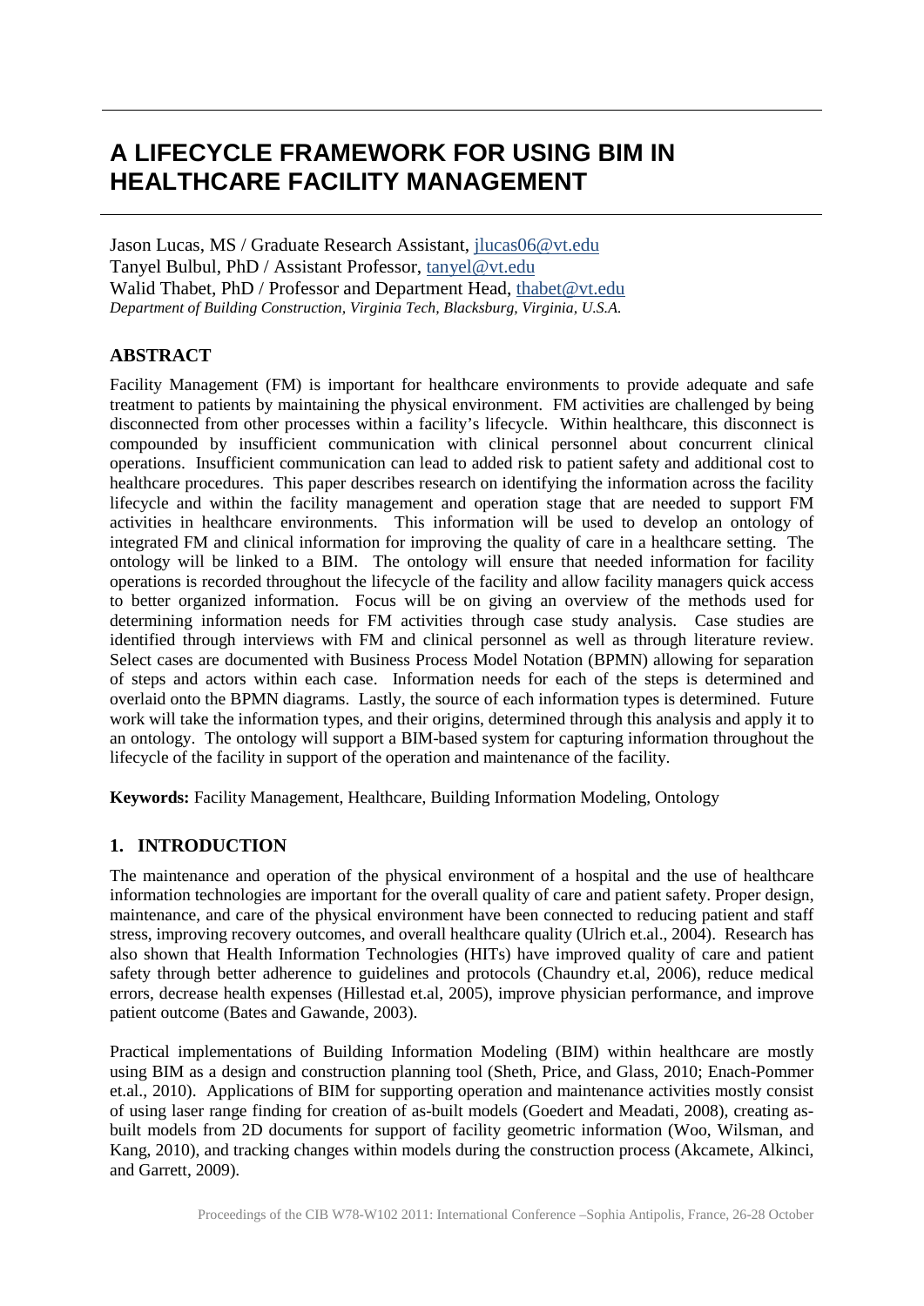# A LIFECYCLE FRAMEWORK FOR USING BIM IN HEALTHCARE FACILITY MANAGEMENT

Jason Lucas, MS / Graduate Research Assistant, jlucas06@vt.edu
Tanyel Bulbul, PhD / Assistant Professor, tanyel@vt.edu
Walid Thabet, PhD / Professor and Department Head, thabet@vt.edu
*Department of Building Construction, Virginia Tech, Blacksburg, Virginia, U.S.A.*

## ABSTRACT

Facility Management (FM) is important for healthcare environments to provide adequate and safe treatment to patients by maintaining the physical environment. FM activities are challenged by being disconnected from other processes within a facility's lifecycle. Within healthcare, this disconnect is compounded by insufficient communication with clinical personnel about concurrent clinical operations. Insufficient communication can lead to added risk to patient safety and additional cost to healthcare procedures. This paper describes research on identifying the information across the facility lifecycle and within the facility management and operation stage that are needed to support FM activities in healthcare environments. This information will be used to develop an ontology of integrated FM and clinical information for improving the quality of care in a healthcare setting. The ontology will be linked to a BIM. The ontology will ensure that needed information for facility operations is recorded throughout the lifecycle of the facility and allow facility managers quick access to better organized information. Focus will be on giving an overview of the methods used for determining information needs for FM activities through case study analysis. Case studies are identified through interviews with FM and clinical personnel as well as through literature review. Select cases are documented with Business Process Model Notation (BPMN) allowing for separation of steps and actors within each case. Information needs for each of the steps is determined and overlaid onto the BPMN diagrams. Lastly, the source of each information types is determined. Future work will take the information types, and their origins, determined through this analysis and apply it to an ontology. The ontology will support a BIM-based system for capturing information throughout the lifecycle of the facility in support of the operation and maintenance of the facility.

**Keywords:** Facility Management, Healthcare, Building Information Modeling, Ontology

## 1. INTRODUCTION

The maintenance and operation of the physical environment of a hospital and the use of healthcare information technologies are important for the overall quality of care and patient safety. Proper design, maintenance, and care of the physical environment have been connected to reducing patient and staff stress, improving recovery outcomes, and overall healthcare quality (Ulrich et.al., 2004). Research has also shown that Health Information Technologies (HITs) have improved quality of care and patient safety through better adherence to guidelines and protocols (Chaundry et.al, 2006), reduce medical errors, decrease health expenses (Hillestad et.al, 2005), improve physician performance, and improve patient outcome (Bates and Gawande, 2003).

Practical implementations of Building Information Modeling (BIM) within healthcare are mostly using BIM as a design and construction planning tool (Sheth, Price, and Glass, 2010; Enach-Pommer et.al., 2010). Applications of BIM for supporting operation and maintenance activities mostly consist of using laser range finding for creation of as-built models (Goedert and Meadati, 2008), creating as-built models from 2D documents for support of facility geometric information (Woo, Wilsman, and Kang, 2010), and tracking changes within models during the construction process (Akcamete, Alkinci, and Garrett, 2009).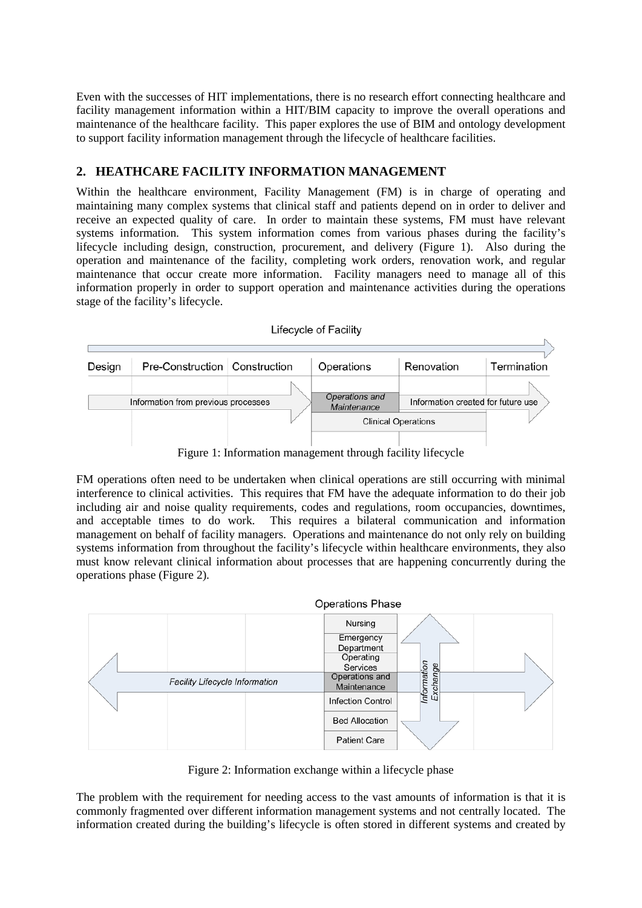Even with the successes of HIT implementations, there is no research effort connecting healthcare and facility management information within a HIT/BIM capacity to improve the overall operations and maintenance of the healthcare facility. This paper explores the use of BIM and ontology development to support facility information management through the lifecycle of healthcare facilities.

## 2. HEATHCARE FACILITY INFORMATION MANAGEMENT

Within the healthcare environment, Facility Management (FM) is in charge of operating and maintaining many complex systems that clinical staff and patients depend on in order to deliver and receive an expected quality of care. In order to maintain these systems, FM must have relevant systems information. This system information comes from various phases during the facility's lifecycle including design, construction, procurement, and delivery (Figure 1). Also during the operation and maintenance of the facility, completing work orders, renovation work, and regular maintenance that occur create more information. Facility managers need to manage all of this information properly in order to support operation and maintenance activities during the operations stage of the facility's lifecycle.

Lifecycle of Facility

Design

Pre-Construction

Construction

Operations

Renovation

Termination

Information from previous processes

Operations and Maintenance

Information created for future use

Clinical Operations

Figure 1: Information management through facility lifecycle

FM operations often need to be undertaken when clinical operations are still occurring with minimal interference to clinical activities. This requires that FM have the adequate information to do their job including air and noise quality requirements, codes and regulations, room occupancies, downtimes, and acceptable times to do work. This requires a bilateral communication and information management on behalf of facility managers. Operations and maintenance do not only rely on building systems information from throughout the facility's lifecycle within healthcare environments, they also must know relevant clinical information about processes that are happening concurrently during the operations phase (Figure 2).

Operations Phase

Nursing

Emergency Department

Operating Services

Facility Lifecycle Information

Operations and Maintenance

Information Exchange

Infection Control

Bed Allocation

Patient Care

Figure 2: Information exchange within a lifecycle phase

The problem with the requirement for needing access to the vast amounts of information is that it is commonly fragmented over different information management systems and not centrally located. The information created during the building's lifecycle is often stored in different systems and created by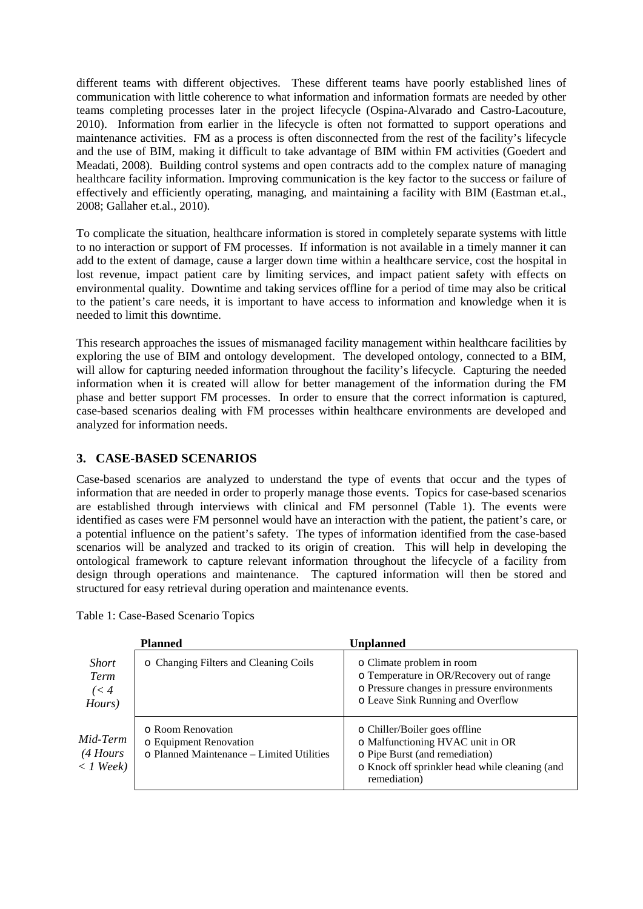different teams with different objectives. These different teams have poorly established lines of communication with little coherence to what information and information formats are needed by other teams completing processes later in the project lifecycle (Ospina-Alvarado and Castro-Lacouture, 2010). Information from earlier in the lifecycle is often not formatted to support operations and maintenance activities. FM as a process is often disconnected from the rest of the facility's lifecycle and the use of BIM, making it difficult to take advantage of BIM within FM activities (Goedert and Meadati, 2008). Building control systems and open contracts add to the complex nature of managing healthcare facility information. Improving communication is the key factor to the success or failure of effectively and efficiently operating, managing, and maintaining a facility with BIM (Eastman et.al., 2008; Gallaher et.al., 2010).

To complicate the situation, healthcare information is stored in completely separate systems with little to no interaction or support of FM processes. If information is not available in a timely manner it can add to the extent of damage, cause a larger down time within a healthcare service, cost the hospital in lost revenue, impact patient care by limiting services, and impact patient safety with effects on environmental quality. Downtime and taking services offline for a period of time may also be critical to the patient's care needs, it is important to have access to information and knowledge when it is needed to limit this downtime.

This research approaches the issues of mismanaged facility management within healthcare facilities by exploring the use of BIM and ontology development. The developed ontology, connected to a BIM, will allow for capturing needed information throughout the facility's lifecycle. Capturing the needed information when it is created will allow for better management of the information during the FM phase and better support FM processes. In order to ensure that the correct information is captured, case-based scenarios dealing with FM processes within healthcare environments are developed and analyzed for information needs.

## 3. CASE-BASED SCENARIOS

Case-based scenarios are analyzed to understand the type of events that occur and the types of information that are needed in order to properly manage those events. Topics for case-based scenarios are established through interviews with clinical and FM personnel (Table 1). The events were identified as cases were FM personnel would have an interaction with the patient, the patient's care, or a potential influence on the patient's safety. The types of information identified from the case-based scenarios will be analyzed and tracked to its origin of creation. This will help in developing the ontological framework to capture relevant information throughout the lifecycle of a facility from design through operations and maintenance. The captured information will then be stored and structured for easy retrieval during operation and maintenance events.

Table 1: Case-Based Scenario Topics

| | **Planned** | **Unplanned** |
|---|---|---|
| *Short Term (< 4 Hours)* | o Changing Filters and Cleaning Coils | o Climate problem in room<br>o Temperature in OR/Recovery out of range<br>o Pressure changes in pressure environments<br>o Leave Sink Running and Overflow |
| *Mid-Term (4 Hours < 1 Week)* | o Room Renovation<br>o Equipment Renovation<br>o Planned Maintenance – Limited Utilities | o Chiller/Boiler goes offline<br>o Malfunctioning HVAC unit in OR<br>o Pipe Burst (and remediation)<br>o Knock off sprinkler head while cleaning (and remediation) |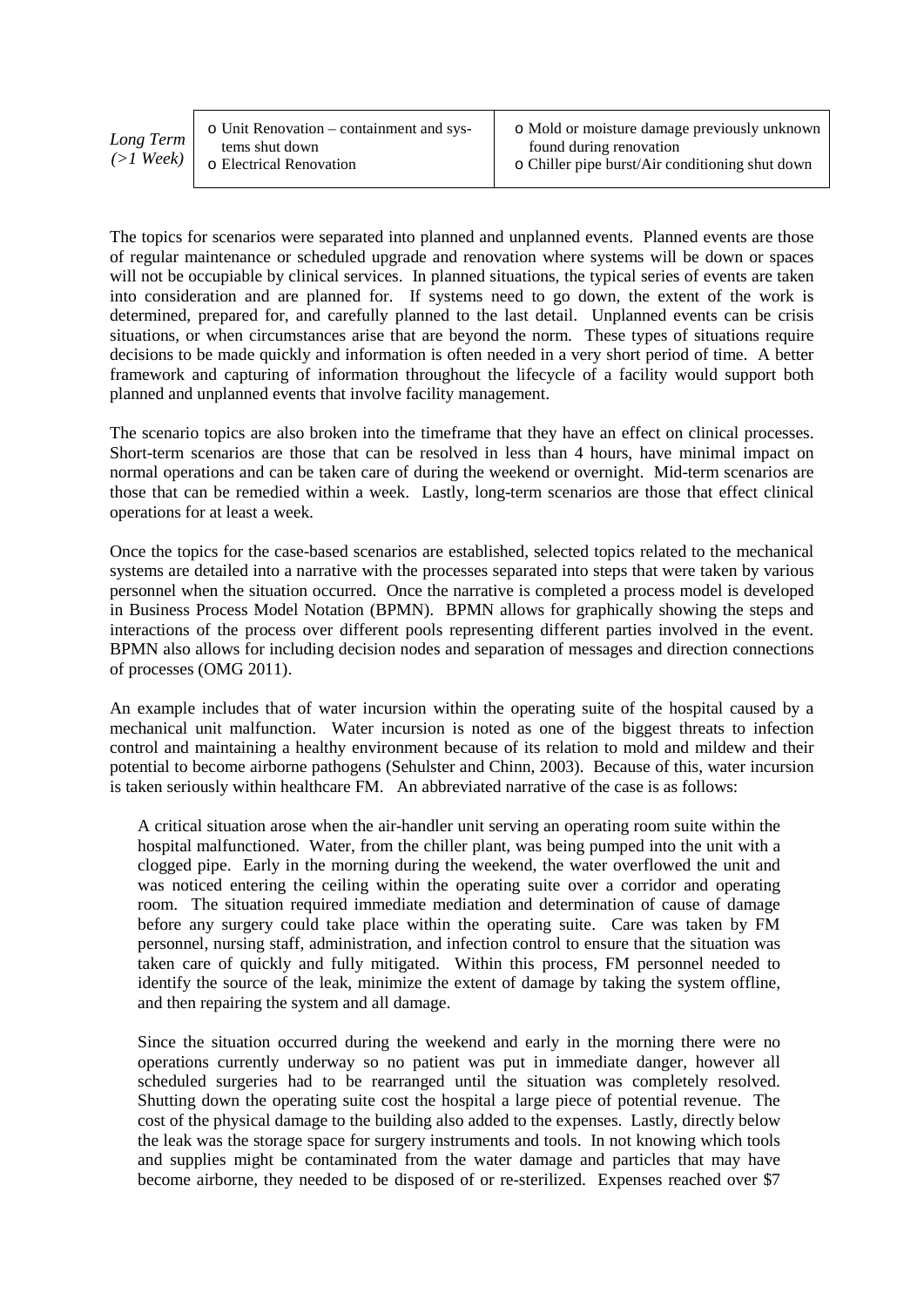| | | |
|---|---|---|
| *Long Term (>1 Week)* | o Unit Renovation – containment and systems shut down<br>o Electrical Renovation | o Mold or moisture damage previously unknown found during renovation<br>o Chiller pipe burst/Air conditioning shut down |

The topics for scenarios were separated into planned and unplanned events. Planned events are those of regular maintenance or scheduled upgrade and renovation where systems will be down or spaces will not be occupiable by clinical services. In planned situations, the typical series of events are taken into consideration and are planned for. If systems need to go down, the extent of the work is determined, prepared for, and carefully planned to the last detail. Unplanned events can be crisis situations, or when circumstances arise that are beyond the norm. These types of situations require decisions to be made quickly and information is often needed in a very short period of time. A better framework and capturing of information throughout the lifecycle of a facility would support both planned and unplanned events that involve facility management.

The scenario topics are also broken into the timeframe that they have an effect on clinical processes. Short-term scenarios are those that can be resolved in less than 4 hours, have minimal impact on normal operations and can be taken care of during the weekend or overnight. Mid-term scenarios are those that can be remedied within a week. Lastly, long-term scenarios are those that effect clinical operations for at least a week.

Once the topics for the case-based scenarios are established, selected topics related to the mechanical systems are detailed into a narrative with the processes separated into steps that were taken by various personnel when the situation occurred. Once the narrative is completed a process model is developed in Business Process Model Notation (BPMN). BPMN allows for graphically showing the steps and interactions of the process over different pools representing different parties involved in the event. BPMN also allows for including decision nodes and separation of messages and direction connections of processes (OMG 2011).

An example includes that of water incursion within the operating suite of the hospital caused by a mechanical unit malfunction. Water incursion is noted as one of the biggest threats to infection control and maintaining a healthy environment because of its relation to mold and mildew and their potential to become airborne pathogens (Sehulster and Chinn, 2003). Because of this, water incursion is taken seriously within healthcare FM. An abbreviated narrative of the case is as follows:

> A critical situation arose when the air-handler unit serving an operating room suite within the hospital malfunctioned. Water, from the chiller plant, was being pumped into the unit with a clogged pipe. Early in the morning during the weekend, the water overflowed the unit and was noticed entering the ceiling within the operating suite over a corridor and operating room. The situation required immediate mediation and determination of cause of damage before any surgery could take place within the operating suite. Care was taken by FM personnel, nursing staff, administration, and infection control to ensure that the situation was taken care of quickly and fully mitigated. Within this process, FM personnel needed to identify the source of the leak, minimize the extent of damage by taking the system offline, and then repairing the system and all damage.
>
> Since the situation occurred during the weekend and early in the morning there were no operations currently underway so no patient was put in immediate danger, however all scheduled surgeries had to be rearranged until the situation was completely resolved. Shutting down the operating suite cost the hospital a large piece of potential revenue. The cost of the physical damage to the building also added to the expenses. Lastly, directly below the leak was the storage space for surgery instruments and tools. In not knowing which tools and supplies might be contaminated from the water damage and particles that may have become airborne, they needed to be disposed of or re-sterilized. Expenses reached over $7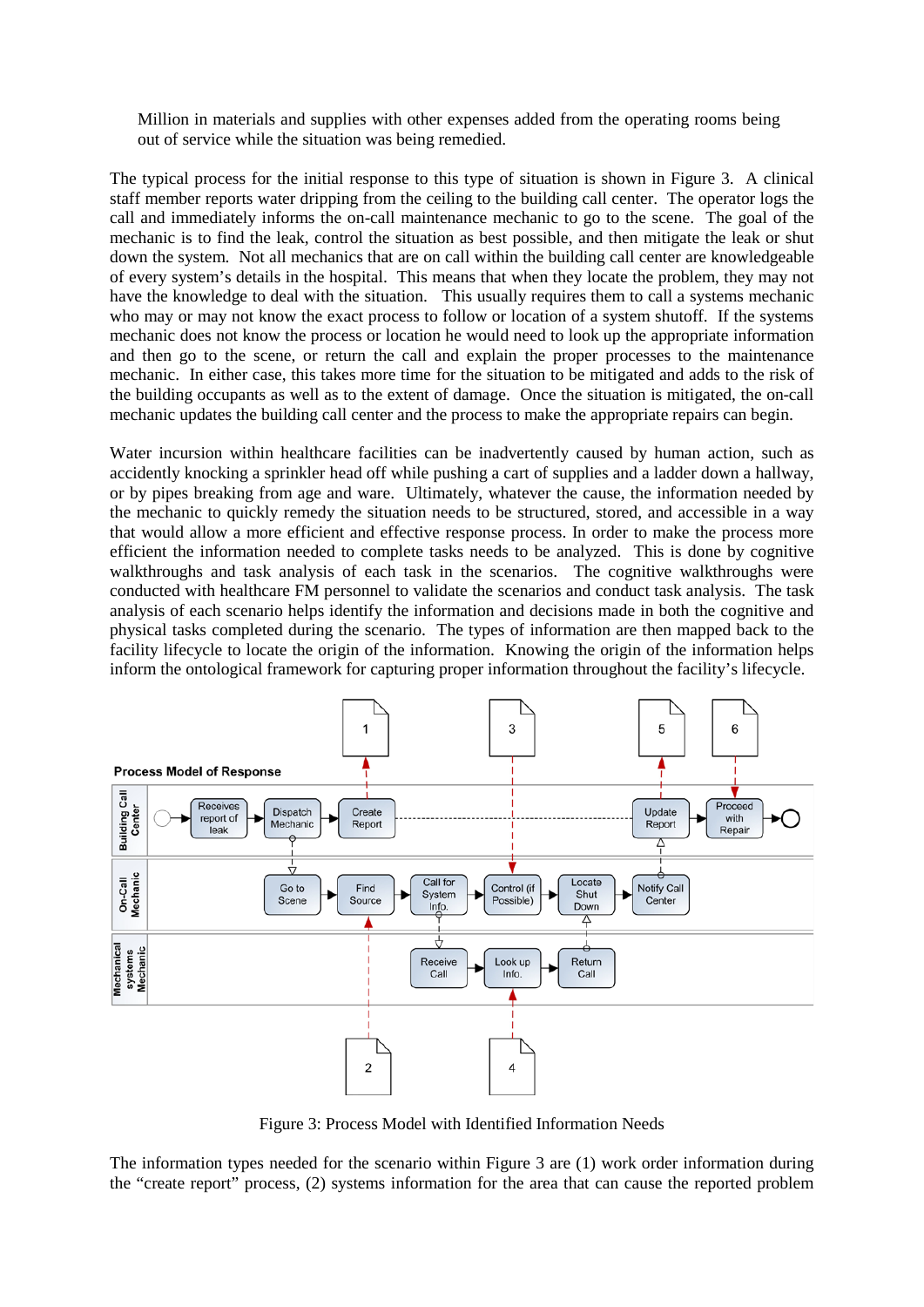Million in materials and supplies with other expenses added from the operating rooms being out of service while the situation was being remedied.

The typical process for the initial response to this type of situation is shown in Figure 3. A clinical staff member reports water dripping from the ceiling to the building call center. The operator logs the call and immediately informs the on-call maintenance mechanic to go to the scene. The goal of the mechanic is to find the leak, control the situation as best possible, and then mitigate the leak or shut down the system. Not all mechanics that are on call within the building call center are knowledgeable of every system's details in the hospital. This means that when they locate the problem, they may not have the knowledge to deal with the situation. This usually requires them to call a systems mechanic who may or may not know the exact process to follow or location of a system shutoff. If the systems mechanic does not know the process or location he would need to look up the appropriate information and then go to the scene, or return the call and explain the proper processes to the maintenance mechanic. In either case, this takes more time for the situation to be mitigated and adds to the risk of the building occupants as well as to the extent of damage. Once the situation is mitigated, the on-call mechanic updates the building call center and the process to make the appropriate repairs can begin.

Water incursion within healthcare facilities can be inadvertently caused by human action, such as accidently knocking a sprinkler head off while pushing a cart of supplies and a ladder down a hallway, or by pipes breaking from age and ware. Ultimately, whatever the cause, the information needed by the mechanic to quickly remedy the situation needs to be structured, stored, and accessible in a way that would allow a more efficient and effective response process. In order to make the process more efficient the information needed to complete tasks needs to be analyzed. This is done by cognitive walkthroughs and task analysis of each task in the scenarios. The cognitive walkthroughs were conducted with healthcare FM personnel to validate the scenarios and conduct task analysis. The task analysis of each scenario helps identify the information and decisions made in both the cognitive and physical tasks completed during the scenario. The types of information are then mapped back to the facility lifecycle to locate the origin of the information. Knowing the origin of the information helps inform the ontological framework for capturing proper information throughout the facility's lifecycle.

Process Model of Response

Building Call Center: Receives report of leak, Dispatch Mechanic, Create Report (1), Update Report (5), Proceed with Repair (6)

On-Call Mechanic: Go to Scene, Find Source (2), Call for System Info., Control (if Possible) (3), Locate Shut Down, Notify Call Center

Mechanical systems Mechanic: Receive Call, Look up Info. (4), Return Call

Figure 3: Process Model with Identified Information Needs

The information types needed for the scenario within Figure 3 are (1) work order information during the "create report" process, (2) systems information for the area that can cause the reported problem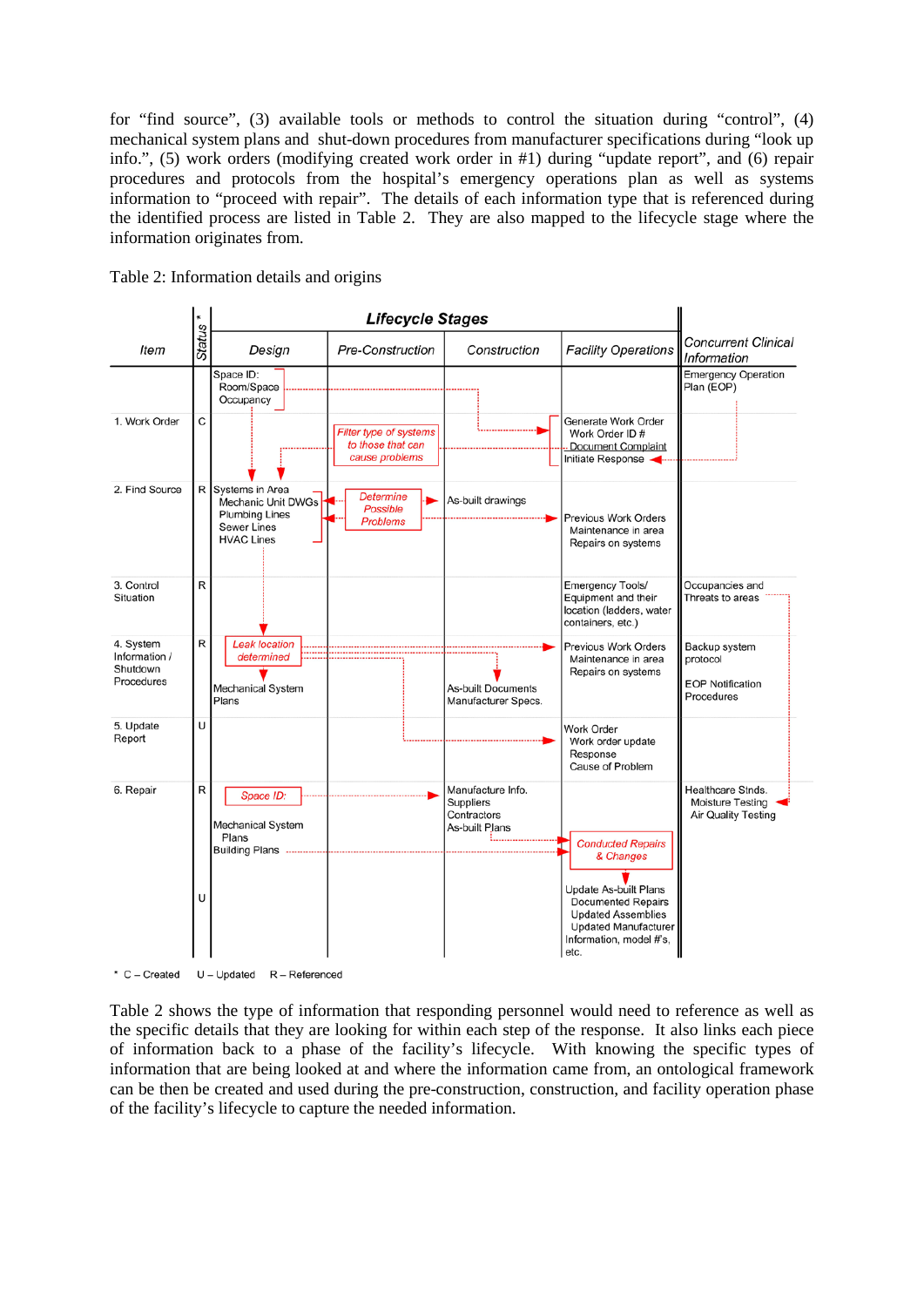for "find source", (3) available tools or methods to control the situation during "control", (4) mechanical system plans and shut-down procedures from manufacturer specifications during "look up info.", (5) work orders (modifying created work order in #1) during "update report", and (6) repair procedures and protocols from the hospital's emergency operations plan as well as systems information to "proceed with repair". The details of each information type that is referenced during the identified process are listed in Table 2. They are also mapped to the lifecycle stage where the information originates from.

Table 2: Information details and origins

| Item | Status * | Design | Pre-Construction | Construction | Facility Operations | Concurrent Clinical Information |
|---|---|---|---|---|---|---|
| | | Space ID: Room/Space Occupancy | | | | Emergency Operation Plan (EOP) |
| 1. Work Order | C | | *Filter type of systems to those that can cause problems* | | Generate Work Order: Work Order ID #, Document Complaint, Initiate Response | |
| 2. Find Source | R | Systems in Area: Mechanic Unit DWGs, Plumbing Lines, Sewer Lines, HVAC Lines | *Determine Possible Problems* | As-built drawings | Previous Work Orders: Maintenance in area, Repairs on systems | |
| 3. Control Situation | R | | | | Emergency Tools/ Equipment and their location (ladders, water containers, etc.) | Occupancies and Threats to areas |
| 4. System Information / Shutdown Procedures | R | *Leak location determined*; Mechanical System Plans | | As-built Documents, Manufacturer Specs. | Previous Work Orders: Maintenance in area, Repairs on systems | Backup system protocol; EOP Notification Procedures |
| 5. Update Report | U | | | | Work Order: Work order update, Response, Cause of Problem | |
| 6. Repair | R | *Space ID:*; Mechanical System Plans; Building Plans | | Manufacture Info., Suppliers, Contractors, As-built Plans | *Conducted Repairs & Changes* | Healthcare Stnds.: Moisture Testing, Air Quality Testing |
| | U | | | | Update As-built Plans: Documented Repairs, Updated Assemblies, Updated Manufacturer Information, model #'s, etc. | |

\* C – Created U – Updated R – Referenced

Table 2 shows the type of information that responding personnel would need to reference as well as the specific details that they are looking for within each step of the response. It also links each piece of information back to a phase of the facility's lifecycle. With knowing the specific types of information that are being looked at and where the information came from, an ontological framework can be then be created and used during the pre-construction, construction, and facility operation phase of the facility's lifecycle to capture the needed information.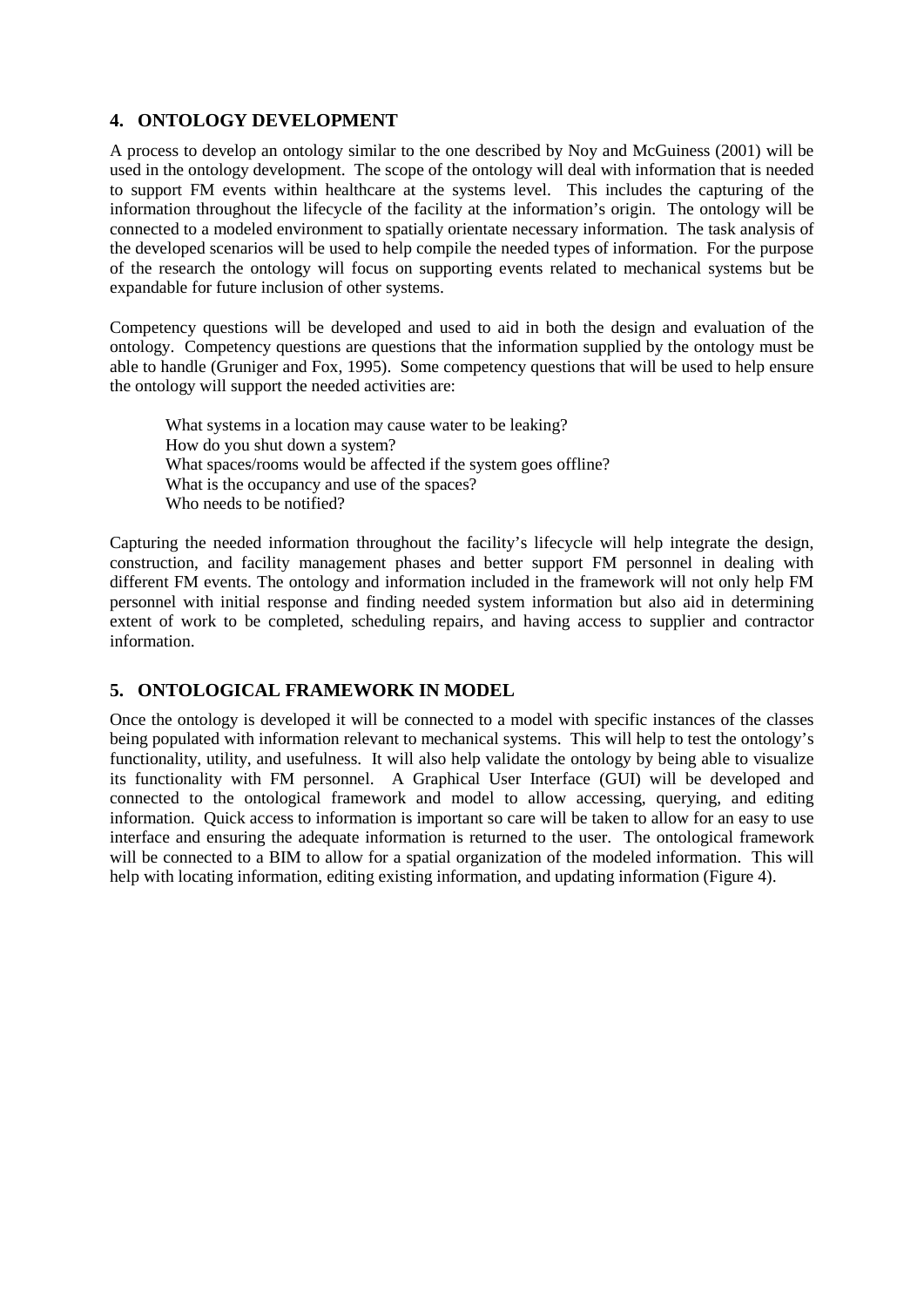## 4. ONTOLOGY DEVELOPMENT

A process to develop an ontology similar to the one described by Noy and McGuiness (2001) will be used in the ontology development. The scope of the ontology will deal with information that is needed to support FM events within healthcare at the systems level. This includes the capturing of the information throughout the lifecycle of the facility at the information's origin. The ontology will be connected to a modeled environment to spatially orientate necessary information. The task analysis of the developed scenarios will be used to help compile the needed types of information. For the purpose of the research the ontology will focus on supporting events related to mechanical systems but be expandable for future inclusion of other systems.

Competency questions will be developed and used to aid in both the design and evaluation of the ontology. Competency questions are questions that the information supplied by the ontology must be able to handle (Gruniger and Fox, 1995). Some competency questions that will be used to help ensure the ontology will support the needed activities are:

> What systems in a location may cause water to be leaking?
> How do you shut down a system?
> What spaces/rooms would be affected if the system goes offline?
> What is the occupancy and use of the spaces?
> Who needs to be notified?

Capturing the needed information throughout the facility's lifecycle will help integrate the design, construction, and facility management phases and better support FM personnel in dealing with different FM events. The ontology and information included in the framework will not only help FM personnel with initial response and finding needed system information but also aid in determining extent of work to be completed, scheduling repairs, and having access to supplier and contractor information.

## 5. ONTOLOGICAL FRAMEWORK IN MODEL

Once the ontology is developed it will be connected to a model with specific instances of the classes being populated with information relevant to mechanical systems. This will help to test the ontology's functionality, utility, and usefulness. It will also help validate the ontology by being able to visualize its functionality with FM personnel. A Graphical User Interface (GUI) will be developed and connected to the ontological framework and model to allow accessing, querying, and editing information. Quick access to information is important so care will be taken to allow for an easy to use interface and ensuring the adequate information is returned to the user. The ontological framework will be connected to a BIM to allow for a spatial organization of the modeled information. This will help with locating information, editing existing information, and updating information (Figure 4).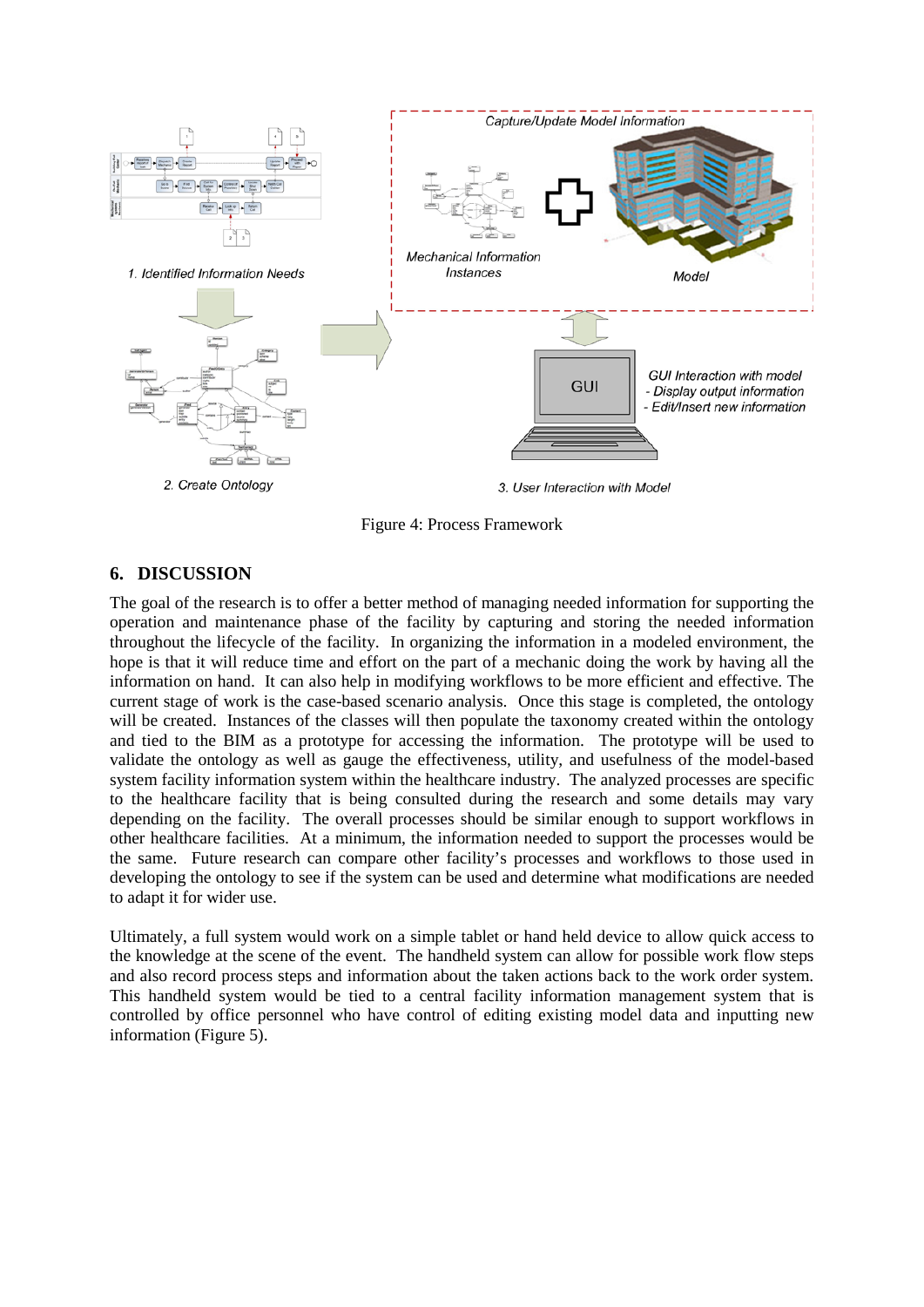1. Identified Information Needs

2. Create Ontology

Capture/Update Model Information

Mechanical Information Instances

Model

GUI

GUI Interaction with model
- Display output information
- Edit/Insert new information

3. User Interaction with Model

Figure 4: Process Framework

## 6. DISCUSSION

The goal of the research is to offer a better method of managing needed information for supporting the operation and maintenance phase of the facility by capturing and storing the needed information throughout the lifecycle of the facility. In organizing the information in a modeled environment, the hope is that it will reduce time and effort on the part of a mechanic doing the work by having all the information on hand. It can also help in modifying workflows to be more efficient and effective. The current stage of work is the case-based scenario analysis. Once this stage is completed, the ontology will be created. Instances of the classes will then populate the taxonomy created within the ontology and tied to the BIM as a prototype for accessing the information. The prototype will be used to validate the ontology as well as gauge the effectiveness, utility, and usefulness of the model-based system facility information system within the healthcare industry. The analyzed processes are specific to the healthcare facility that is being consulted during the research and some details may vary depending on the facility. The overall processes should be similar enough to support workflows in other healthcare facilities. At a minimum, the information needed to support the processes would be the same. Future research can compare other facility's processes and workflows to those used in developing the ontology to see if the system can be used and determine what modifications are needed to adapt it for wider use.

Ultimately, a full system would work on a simple tablet or hand held device to allow quick access to the knowledge at the scene of the event. The handheld system can allow for possible work flow steps and also record process steps and information about the taken actions back to the work order system. This handheld system would be tied to a central facility information management system that is controlled by office personnel who have control of editing existing model data and inputting new information (Figure 5).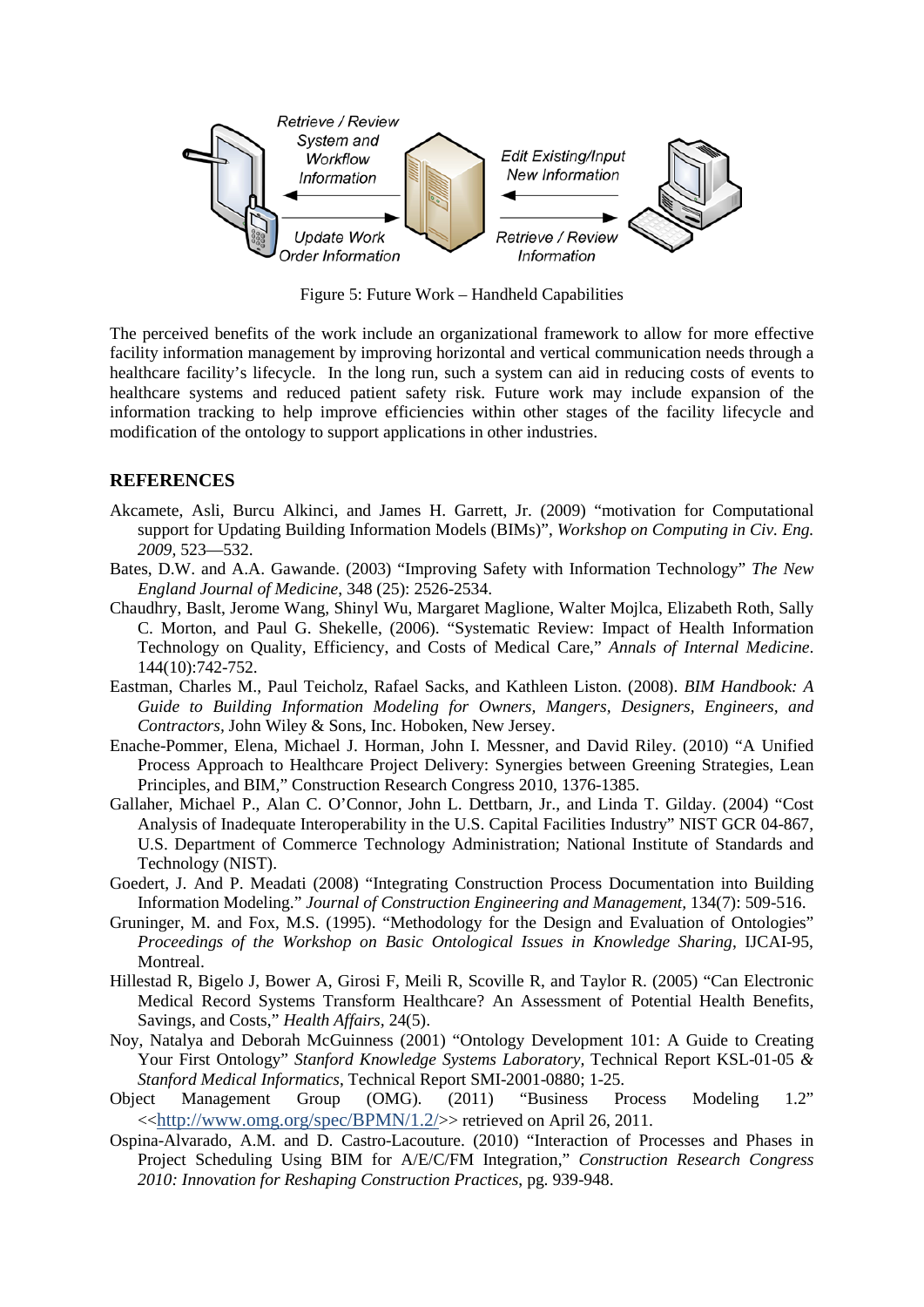Retrieve / Review System and Workflow Information

Update Work Order Information

Edit Existing/Input New Information

Retrieve / Review Information

Figure 5: Future Work – Handheld Capabilities

The perceived benefits of the work include an organizational framework to allow for more effective facility information management by improving horizontal and vertical communication needs through a healthcare facility's lifecycle. In the long run, such a system can aid in reducing costs of events to healthcare systems and reduced patient safety risk. Future work may include expansion of the information tracking to help improve efficiencies within other stages of the facility lifecycle and modification of the ontology to support applications in other industries.

## REFERENCES

Akcamete, Asli, Burcu Alkinci, and James H. Garrett, Jr. (2009) "motivation for Computational support for Updating Building Information Models (BIMs)", *Workshop on Computing in Civ. Eng. 2009,* 523—532.

Bates, D.W. and A.A. Gawande. (2003) "Improving Safety with Information Technology" *The New England Journal of Medicine*, 348 (25): 2526-2534.

Chaudhry, Baslt, Jerome Wang, Shinyl Wu, Margaret Maglione, Walter Mojlca, Elizabeth Roth, Sally C. Morton, and Paul G. Shekelle, (2006). "Systematic Review: Impact of Health Information Technology on Quality, Efficiency, and Costs of Medical Care," *Annals of Internal Medicine*. 144(10):742-752.

Eastman, Charles M., Paul Teicholz, Rafael Sacks, and Kathleen Liston. (2008). *BIM Handbook: A Guide to Building Information Modeling for Owners, Mangers, Designers, Engineers, and Contractors,* John Wiley & Sons, Inc. Hoboken, New Jersey.

Enache-Pommer, Elena, Michael J. Horman, John I. Messner, and David Riley. (2010) "A Unified Process Approach to Healthcare Project Delivery: Synergies between Greening Strategies, Lean Principles, and BIM," Construction Research Congress 2010, 1376-1385.

Gallaher, Michael P., Alan C. O'Connor, John L. Dettbarn, Jr., and Linda T. Gilday. (2004) "Cost Analysis of Inadequate Interoperability in the U.S. Capital Facilities Industry" NIST GCR 04-867, U.S. Department of Commerce Technology Administration; National Institute of Standards and Technology (NIST).

Goedert, J. And P. Meadati (2008) "Integrating Construction Process Documentation into Building Information Modeling." *Journal of Construction Engineering and Management*, 134(7): 509-516.

Gruninger, M. and Fox, M.S. (1995). "Methodology for the Design and Evaluation of Ontologies" *Proceedings of the Workshop on Basic Ontological Issues in Knowledge Sharing*, IJCAI-95, Montreal.

Hillestad R, Bigelo J, Bower A, Girosi F, Meili R, Scoville R, and Taylor R. (2005) "Can Electronic Medical Record Systems Transform Healthcare? An Assessment of Potential Health Benefits, Savings, and Costs," *Health Affairs,* 24(5).

Noy, Natalya and Deborah McGuinness (2001) "Ontology Development 101: A Guide to Creating Your First Ontology" *Stanford Knowledge Systems Laboratory,* Technical Report KSL-01-05 *& Stanford Medical Informatics*, Technical Report SMI-2001-0880; 1-25.

Object Management Group (OMG). (2011) "Business Process Modeling 1.2" <<http://www.omg.org/spec/BPMN/1.2/>> retrieved on April 26, 2011.

Ospina-Alvarado, A.M. and D. Castro-Lacouture. (2010) "Interaction of Processes and Phases in Project Scheduling Using BIM for A/E/C/FM Integration," *Construction Research Congress 2010: Innovation for Reshaping Construction Practices*, pg. 939-948.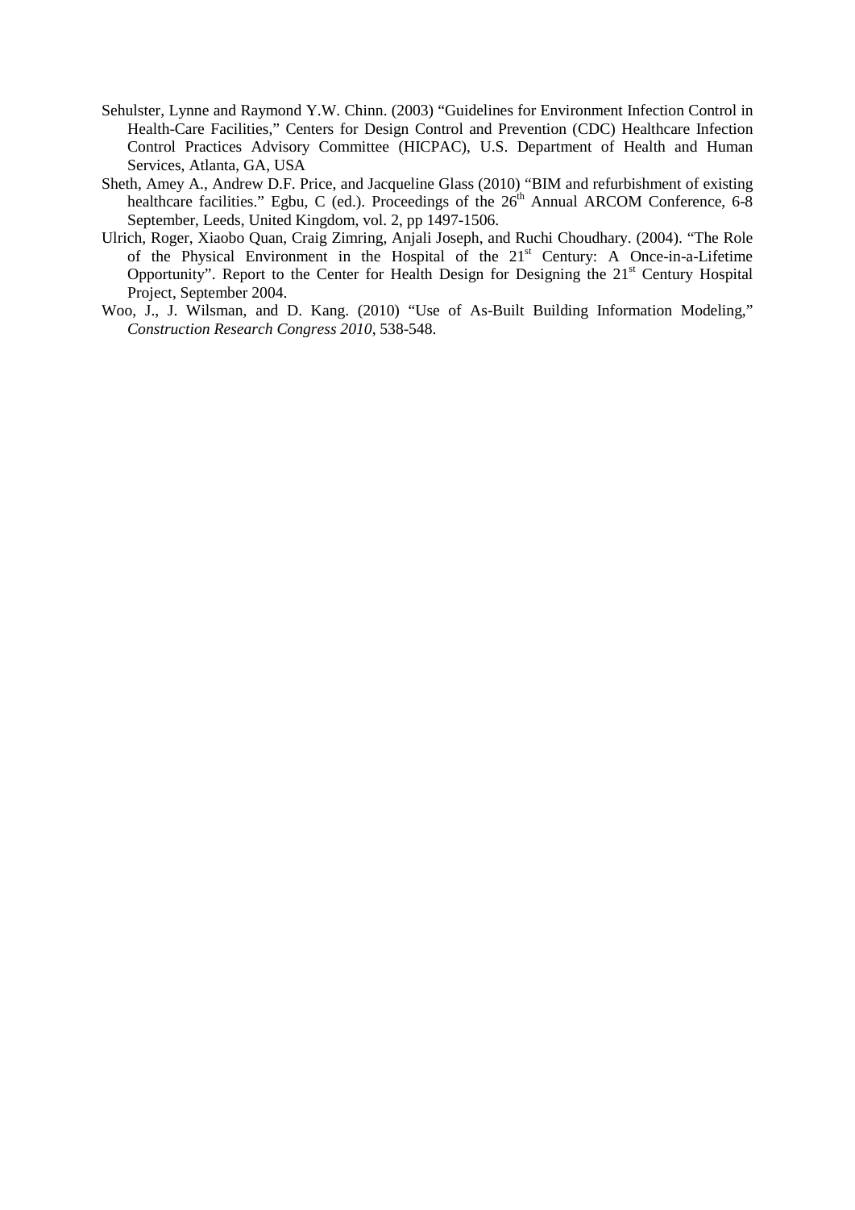Sehulster, Lynne and Raymond Y.W. Chinn. (2003) "Guidelines for Environment Infection Control in Health-Care Facilities," Centers for Design Control and Prevention (CDC) Healthcare Infection Control Practices Advisory Committee (HICPAC), U.S. Department of Health and Human Services, Atlanta, GA, USA

Sheth, Amey A., Andrew D.F. Price, and Jacqueline Glass (2010) "BIM and refurbishment of existing healthcare facilities." Egbu, C (ed.). Proceedings of the 26th Annual ARCOM Conference, 6-8 September, Leeds, United Kingdom, vol. 2, pp 1497-1506.

Ulrich, Roger, Xiaobo Quan, Craig Zimring, Anjali Joseph, and Ruchi Choudhary. (2004). "The Role of the Physical Environment in the Hospital of the 21st Century: A Once-in-a-Lifetime Opportunity". Report to the Center for Health Design for Designing the 21st Century Hospital Project, September 2004.

Woo, J., J. Wilsman, and D. Kang. (2010) "Use of As-Built Building Information Modeling," *Construction Research Congress 2010*, 538-548.